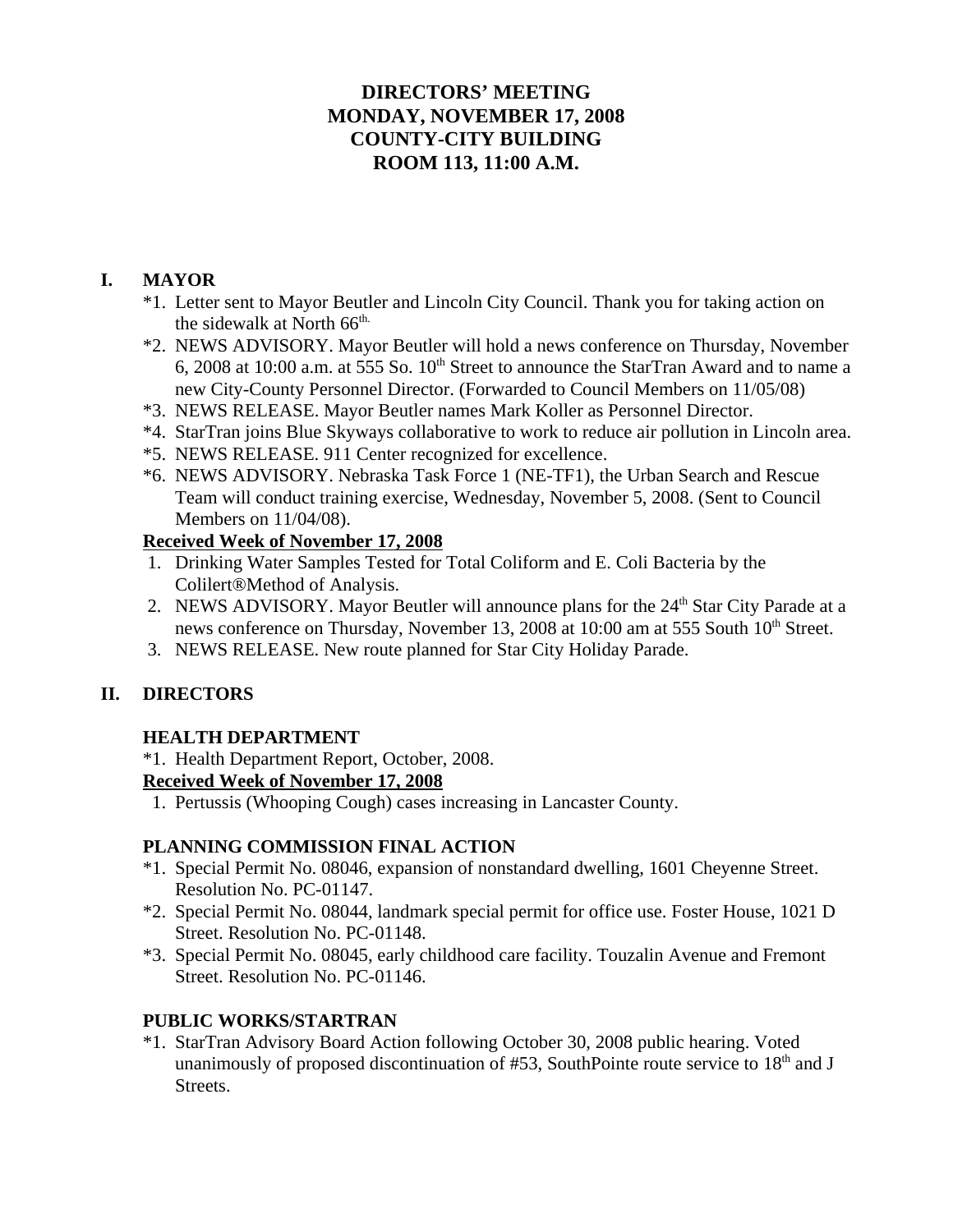# DIRECTORS' MEETING
# MONDAY, NOVEMBER 17, 2008
# COUNTY-CITY BUILDING
# ROOM 113, 11:00 A.M.

## I. MAYOR

*1. Letter sent to Mayor Beutler and Lincoln City Council. Thank you for taking action on the sidewalk at North 66th.

*2. NEWS ADVISORY. Mayor Beutler will hold a news conference on Thursday, November 6, 2008 at 10:00 a.m. at 555 So. 10th Street to announce the StarTran Award and to name a new City-County Personnel Director. (Forwarded to Council Members on 11/05/08)

*3. NEWS RELEASE. Mayor Beutler names Mark Koller as Personnel Director.

*4. StarTran joins Blue Skyways collaborative to work to reduce air pollution in Lincoln area.

*5. NEWS RELEASE. 911 Center recognized for excellence.

*6. NEWS ADVISORY. Nebraska Task Force 1 (NE-TF1), the Urban Search and Rescue Team will conduct training exercise, Wednesday, November 5, 2008. (Sent to Council Members on 11/04/08).

**<u>Received Week of November 17, 2008</u>**

1. Drinking Water Samples Tested for Total Coliform and E. Coli Bacteria by the Colilert®Method of Analysis.
2. NEWS ADVISORY. Mayor Beutler will announce plans for the 24th Star City Parade at a news conference on Thursday, November 13, 2008 at 10:00 am at 555 South 10th Street.
3. NEWS RELEASE. New route planned for Star City Holiday Parade.

## II. DIRECTORS

### HEALTH DEPARTMENT

*1. Health Department Report, October, 2008.

**<u>Received Week of November 17, 2008</u>**

1. Pertussis (Whooping Cough) cases increasing in Lancaster County.

### PLANNING COMMISSION FINAL ACTION

*1. Special Permit No. 08046, expansion of nonstandard dwelling, 1601 Cheyenne Street. Resolution No. PC-01147.

*2. Special Permit No. 08044, landmark special permit for office use. Foster House, 1021 D Street. Resolution No. PC-01148.

*3. Special Permit No. 08045, early childhood care facility. Touzalin Avenue and Fremont Street. Resolution No. PC-01146.

### PUBLIC WORKS/STARTRAN

*1. StarTran Advisory Board Action following October 30, 2008 public hearing. Voted unanimously of proposed discontinuation of #53, SouthPointe route service to 18th and J Streets.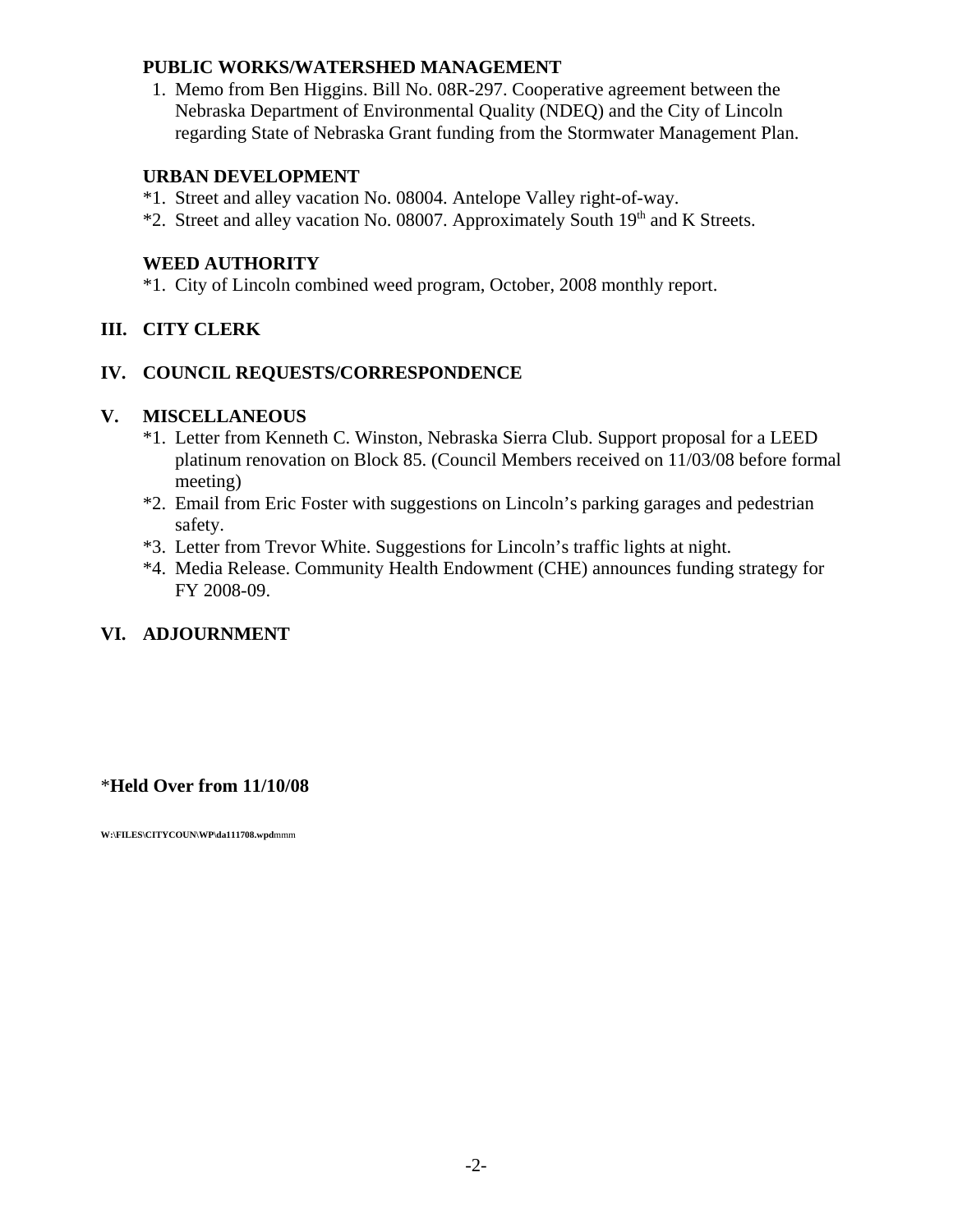**PUBLIC WORKS/WATERSHED MANAGEMENT**

1. Memo from Ben Higgins. Bill No. 08R-297. Cooperative agreement between the Nebraska Department of Environmental Quality (NDEQ) and the City of Lincoln regarding State of Nebraska Grant funding from the Stormwater Management Plan.

**URBAN DEVELOPMENT**

*1. Street and alley vacation No. 08004. Antelope Valley right-of-way.

*2. Street and alley vacation No. 08007. Approximately South 19th and K Streets.

**WEED AUTHORITY**

*1. City of Lincoln combined weed program, October, 2008 monthly report.

## III. CITY CLERK

## IV. COUNCIL REQUESTS/CORRESPONDENCE

## V. MISCELLANEOUS

*1. Letter from Kenneth C. Winston, Nebraska Sierra Club. Support proposal for a LEED platinum renovation on Block 85. (Council Members received on 11/03/08 before formal meeting)

*2. Email from Eric Foster with suggestions on Lincoln's parking garages and pedestrian safety.

*3. Letter from Trevor White. Suggestions for Lincoln's traffic lights at night.

*4. Media Release. Community Health Endowment (CHE) announces funding strategy for FY 2008-09.

## VI. ADJOURNMENT

*__Held Over from 11/10/08__

**W:\FILES\CITYCOUN\WP\da111708.wpd**mmm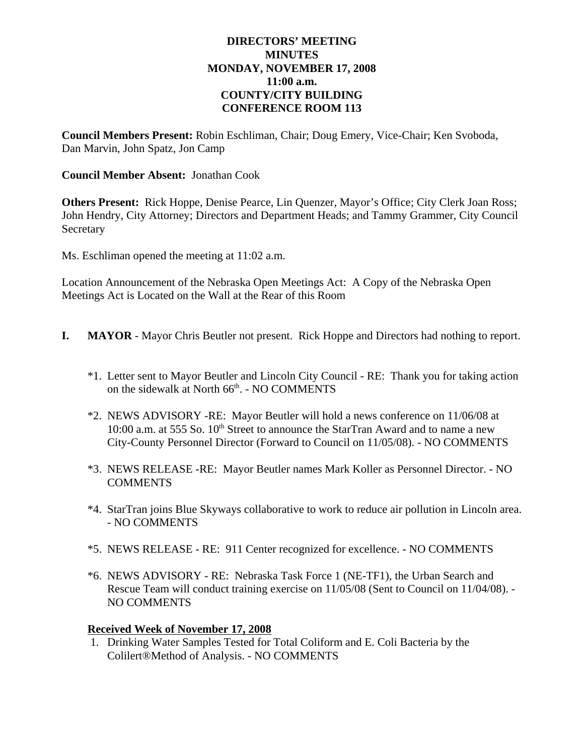# DIRECTORS' MEETING
# MINUTES
# MONDAY, NOVEMBER 17, 2008
# 11:00 a.m.
# COUNTY/CITY BUILDING
# CONFERENCE ROOM 113

**Council Members Present:** Robin Eschliman, Chair; Doug Emery, Vice-Chair; Ken Svoboda, Dan Marvin, John Spatz, Jon Camp

**Council Member Absent:** Jonathan Cook

**Others Present:** Rick Hoppe, Denise Pearce, Lin Quenzer, Mayor's Office; City Clerk Joan Ross; John Hendry, City Attorney; Directors and Department Heads; and Tammy Grammer, City Council Secretary

Ms. Eschliman opened the meeting at 11:02 a.m.

Location Announcement of the Nebraska Open Meetings Act: A Copy of the Nebraska Open Meetings Act is Located on the Wall at the Rear of this Room

**I. MAYOR** - Mayor Chris Beutler not present. Rick Hoppe and Directors had nothing to report.

*1. Letter sent to Mayor Beutler and Lincoln City Council - RE: Thank you for taking action on the sidewalk at North 66th. - NO COMMENTS

*2. NEWS ADVISORY -RE: Mayor Beutler will hold a news conference on 11/06/08 at 10:00 a.m. at 555 So. 10th Street to announce the StarTran Award and to name a new City-County Personnel Director (Forward to Council on 11/05/08). - NO COMMENTS

*3. NEWS RELEASE -RE: Mayor Beutler names Mark Koller as Personnel Director. - NO COMMENTS

*4. StarTran joins Blue Skyways collaborative to work to reduce air pollution in Lincoln area. - NO COMMENTS

*5. NEWS RELEASE - RE: 911 Center recognized for excellence. - NO COMMENTS

*6. NEWS ADVISORY - RE: Nebraska Task Force 1 (NE-TF1), the Urban Search and Rescue Team will conduct training exercise on 11/05/08 (Sent to Council on 11/04/08). - NO COMMENTS

**Received Week of November 17, 2008**

1. Drinking Water Samples Tested for Total Coliform and E. Coli Bacteria by the Colilert®Method of Analysis. - NO COMMENTS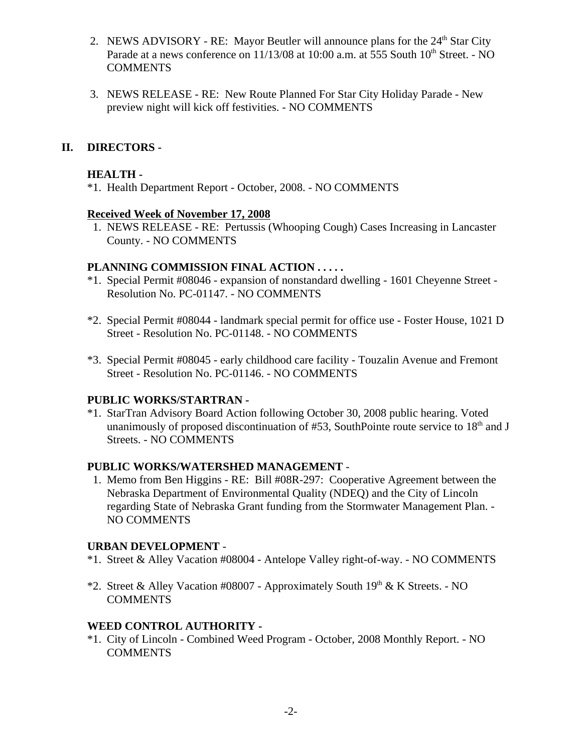2. NEWS ADVISORY - RE: Mayor Beutler will announce plans for the 24th Star City Parade at a news conference on 11/13/08 at 10:00 a.m. at 555 South 10th Street. - NO COMMENTS

3. NEWS RELEASE - RE: New Route Planned For Star City Holiday Parade - New preview night will kick off festivities. - NO COMMENTS

## II. DIRECTORS -

### HEALTH -

*1. Health Department Report - October, 2008. - NO COMMENTS

**Received Week of November 17, 2008**

1. NEWS RELEASE - RE: Pertussis (Whooping Cough) Cases Increasing in Lancaster County. - NO COMMENTS

### PLANNING COMMISSION FINAL ACTION . . . . .

*1. Special Permit #08046 - expansion of nonstandard dwelling - 1601 Cheyenne Street - Resolution No. PC-01147. - NO COMMENTS

*2. Special Permit #08044 - landmark special permit for office use - Foster House, 1021 D Street - Resolution No. PC-01148. - NO COMMENTS

*3. Special Permit #08045 - early childhood care facility - Touzalin Avenue and Fremont Street - Resolution No. PC-01146. - NO COMMENTS

### PUBLIC WORKS/STARTRAN -

*1. StarTran Advisory Board Action following October 30, 2008 public hearing. Voted unanimously of proposed discontinuation of #53, SouthPointe route service to 18th and J Streets. - NO COMMENTS

### PUBLIC WORKS/WATERSHED MANAGEMENT -

1. Memo from Ben Higgins - RE: Bill #08R-297: Cooperative Agreement between the Nebraska Department of Environmental Quality (NDEQ) and the City of Lincoln regarding State of Nebraska Grant funding from the Stormwater Management Plan. - NO COMMENTS

### URBAN DEVELOPMENT -

*1. Street & Alley Vacation #08004 - Antelope Valley right-of-way. - NO COMMENTS

*2. Street & Alley Vacation #08007 - Approximately South 19th & K Streets. - NO COMMENTS

### WEED CONTROL AUTHORITY -

*1. City of Lincoln - Combined Weed Program - October, 2008 Monthly Report. - NO COMMENTS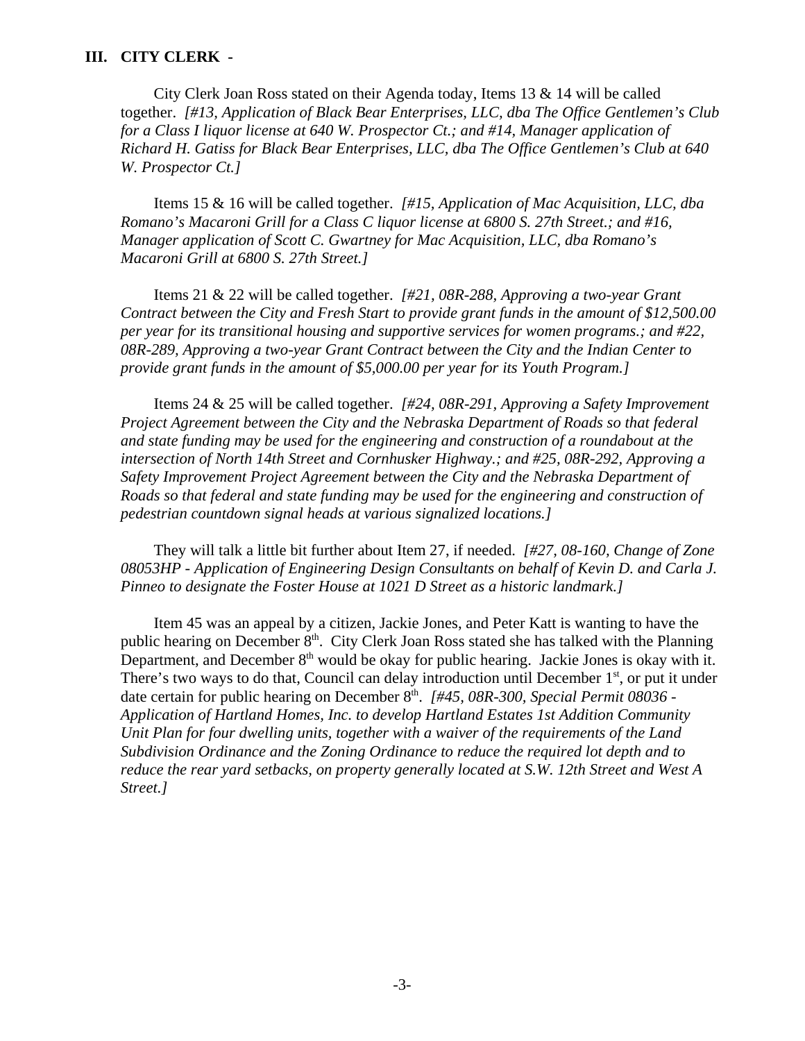### III. CITY CLERK -

City Clerk Joan Ross stated on their Agenda today, Items 13 & 14 will be called together. *[#13, Application of Black Bear Enterprises, LLC, dba The Office Gentlemen's Club for a Class I liquor license at 640 W. Prospector Ct.; and #14, Manager application of Richard H. Gatiss for Black Bear Enterprises, LLC, dba The Office Gentlemen's Club at 640 W. Prospector Ct.]*

Items 15 & 16 will be called together. *[#15, Application of Mac Acquisition, LLC, dba Romano's Macaroni Grill for a Class C liquor license at 6800 S. 27th Street.; and #16, Manager application of Scott C. Gwartney for Mac Acquisition, LLC, dba Romano's Macaroni Grill at 6800 S. 27th Street.]*

Items 21 & 22 will be called together. *[#21, 08R-288, Approving a two-year Grant Contract between the City and Fresh Start to provide grant funds in the amount of $12,500.00 per year for its transitional housing and supportive services for women programs.; and #22, 08R-289, Approving a two-year Grant Contract between the City and the Indian Center to provide grant funds in the amount of $5,000.00 per year for its Youth Program.]*

Items 24 & 25 will be called together. *[#24, 08R-291, Approving a Safety Improvement Project Agreement between the City and the Nebraska Department of Roads so that federal and state funding may be used for the engineering and construction of a roundabout at the intersection of North 14th Street and Cornhusker Highway.; and #25, 08R-292, Approving a Safety Improvement Project Agreement between the City and the Nebraska Department of Roads so that federal and state funding may be used for the engineering and construction of pedestrian countdown signal heads at various signalized locations.]*

They will talk a little bit further about Item 27, if needed. *[#27, 08-160, Change of Zone 08053HP - Application of Engineering Design Consultants on behalf of Kevin D. and Carla J. Pinneo to designate the Foster House at 1021 D Street as a historic landmark.]*

Item 45 was an appeal by a citizen, Jackie Jones, and Peter Katt is wanting to have the public hearing on December 8th. City Clerk Joan Ross stated she has talked with the Planning Department, and December 8th would be okay for public hearing. Jackie Jones is okay with it. There's two ways to do that, Council can delay introduction until December 1st, or put it under date certain for public hearing on December 8th. *[#45, 08R-300, Special Permit 08036 - Application of Hartland Homes, Inc. to develop Hartland Estates 1st Addition Community Unit Plan for four dwelling units, together with a waiver of the requirements of the Land Subdivision Ordinance and the Zoning Ordinance to reduce the required lot depth and to reduce the rear yard setbacks, on property generally located at S.W. 12th Street and West A Street.]*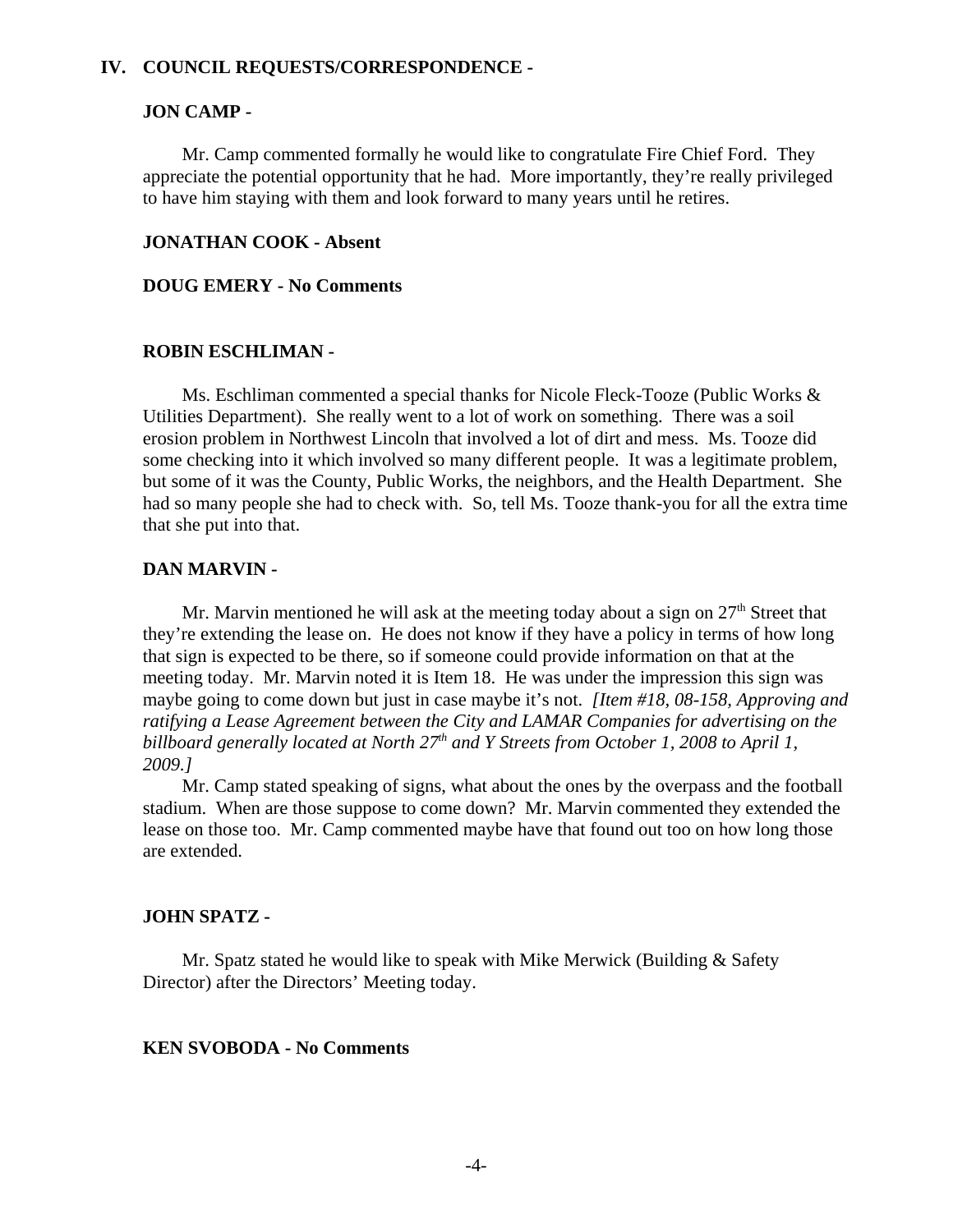## IV. COUNCIL REQUESTS/CORRESPONDENCE -

### JON CAMP -

Mr. Camp commented formally he would like to congratulate Fire Chief Ford. They appreciate the potential opportunity that he had. More importantly, they're really privileged to have him staying with them and look forward to many years until he retires.

### JONATHAN COOK - Absent

### DOUG EMERY - No Comments

### ROBIN ESCHLIMAN -

Ms. Eschliman commented a special thanks for Nicole Fleck-Tooze (Public Works & Utilities Department). She really went to a lot of work on something. There was a soil erosion problem in Northwest Lincoln that involved a lot of dirt and mess. Ms. Tooze did some checking into it which involved so many different people. It was a legitimate problem, but some of it was the County, Public Works, the neighbors, and the Health Department. She had so many people she had to check with. So, tell Ms. Tooze thank-you for all the extra time that she put into that.

### DAN MARVIN -

Mr. Marvin mentioned he will ask at the meeting today about a sign on 27th Street that they're extending the lease on. He does not know if they have a policy in terms of how long that sign is expected to be there, so if someone could provide information on that at the meeting today. Mr. Marvin noted it is Item 18. He was under the impression this sign was maybe going to come down but just in case maybe it's not. *[Item #18, 08-158, Approving and ratifying a Lease Agreement between the City and LAMAR Companies for advertising on the billboard generally located at North 27th and Y Streets from October 1, 2008 to April 1, 2009.]*

Mr. Camp stated speaking of signs, what about the ones by the overpass and the football stadium. When are those suppose to come down? Mr. Marvin commented they extended the lease on those too. Mr. Camp commented maybe have that found out too on how long those are extended.

### JOHN SPATZ -

Mr. Spatz stated he would like to speak with Mike Merwick (Building & Safety Director) after the Directors' Meeting today.

### KEN SVOBODA - No Comments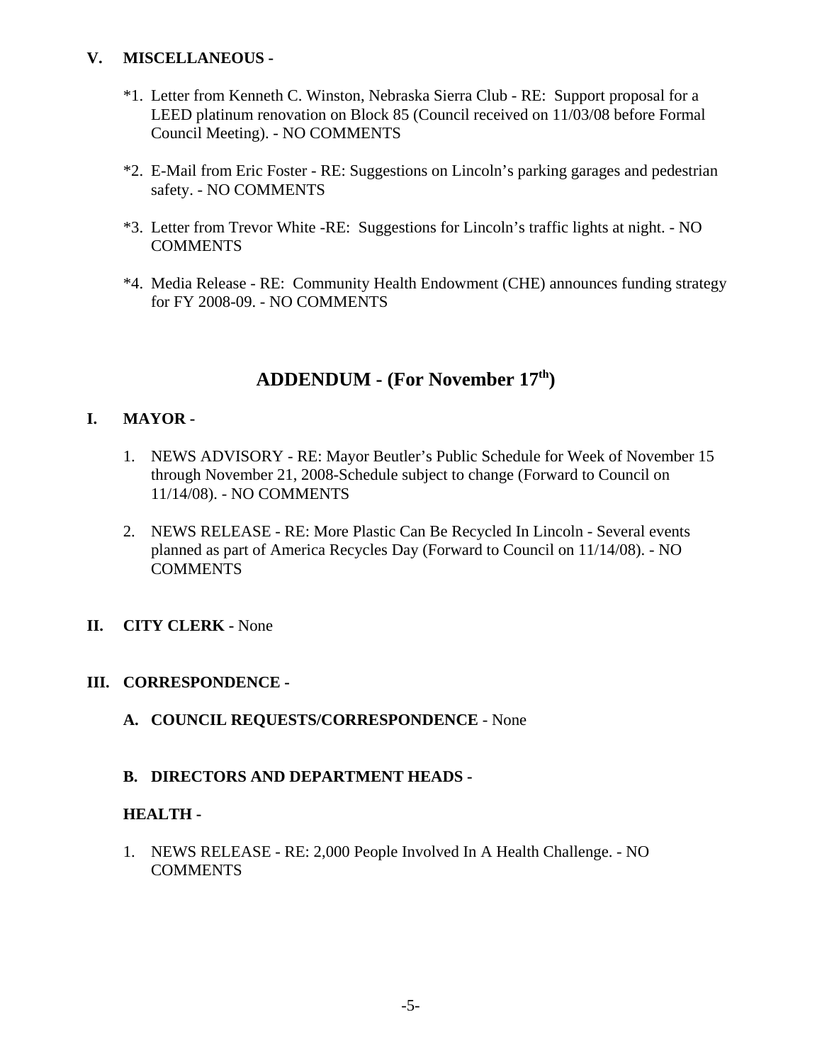## V. MISCELLANEOUS -

*1. Letter from Kenneth C. Winston, Nebraska Sierra Club - RE: Support proposal for a LEED platinum renovation on Block 85 (Council received on 11/03/08 before Formal Council Meeting). - NO COMMENTS

*2. E-Mail from Eric Foster - RE: Suggestions on Lincoln's parking garages and pedestrian safety. - NO COMMENTS

*3. Letter from Trevor White -RE: Suggestions for Lincoln's traffic lights at night. - NO COMMENTS

*4. Media Release - RE: Community Health Endowment (CHE) announces funding strategy for FY 2008-09. - NO COMMENTS

# ADDENDUM - (For November 17th)

## I. MAYOR -

1. NEWS ADVISORY - RE: Mayor Beutler's Public Schedule for Week of November 15 through November 21, 2008-Schedule subject to change (Forward to Council on 11/14/08). - NO COMMENTS

2. NEWS RELEASE - RE: More Plastic Can Be Recycled In Lincoln - Several events planned as part of America Recycles Day (Forward to Council on 11/14/08). - NO COMMENTS

## II. CITY CLERK - None

## III. CORRESPONDENCE -

### A. COUNCIL REQUESTS/CORRESPONDENCE - None

### B. DIRECTORS AND DEPARTMENT HEADS -

**HEALTH -**

1. NEWS RELEASE - RE: 2,000 People Involved In A Health Challenge. - NO COMMENTS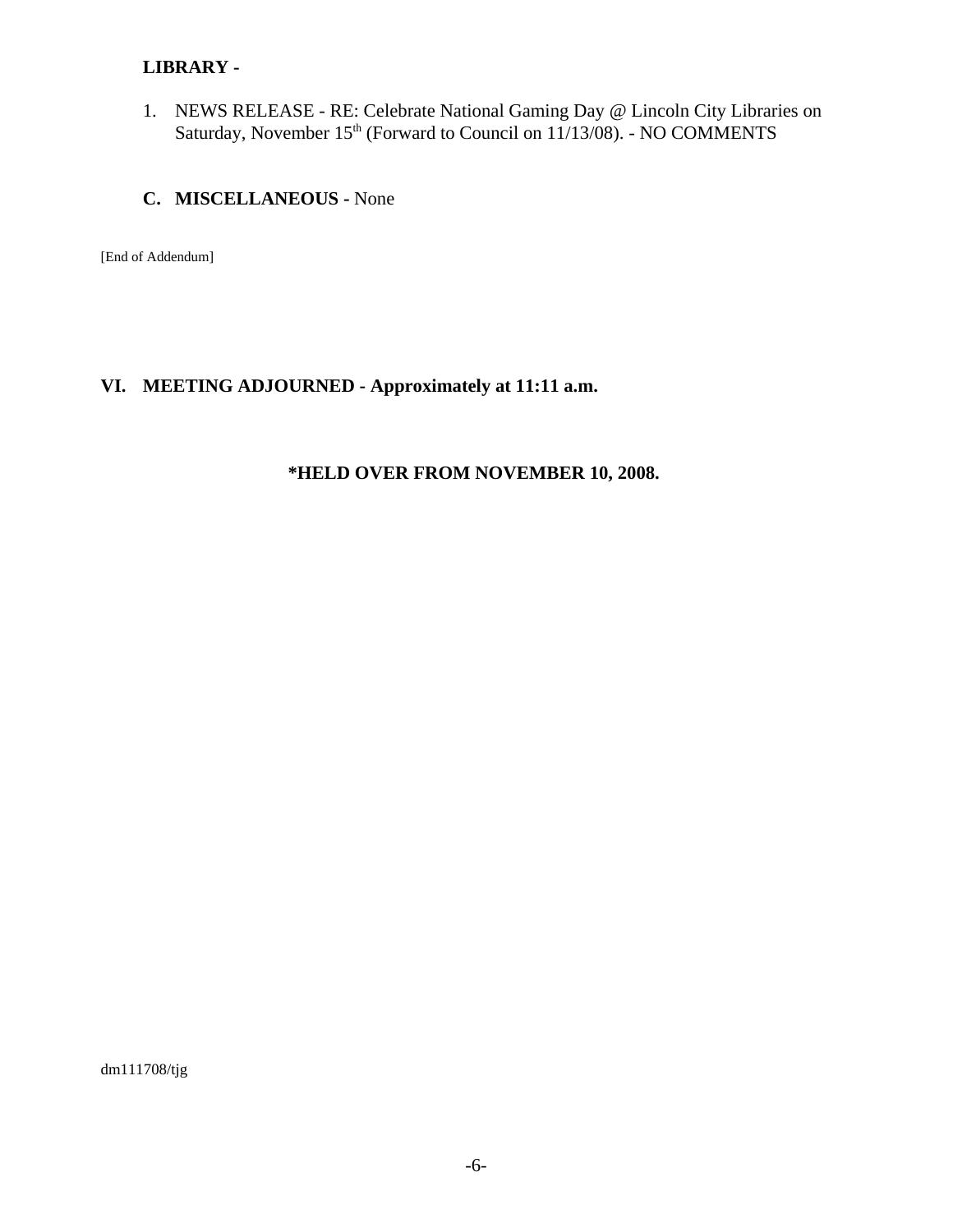**LIBRARY -**

1. NEWS RELEASE - RE: Celebrate National Gaming Day @ Lincoln City Libraries on Saturday, November 15th (Forward to Council on 11/13/08). - NO COMMENTS

**C. MISCELLANEOUS -** None

[End of Addendum]

## VI. MEETING ADJOURNED - Approximately at 11:11 a.m.

**\*HELD OVER FROM NOVEMBER 10, 2008.**

dm111708/tjg